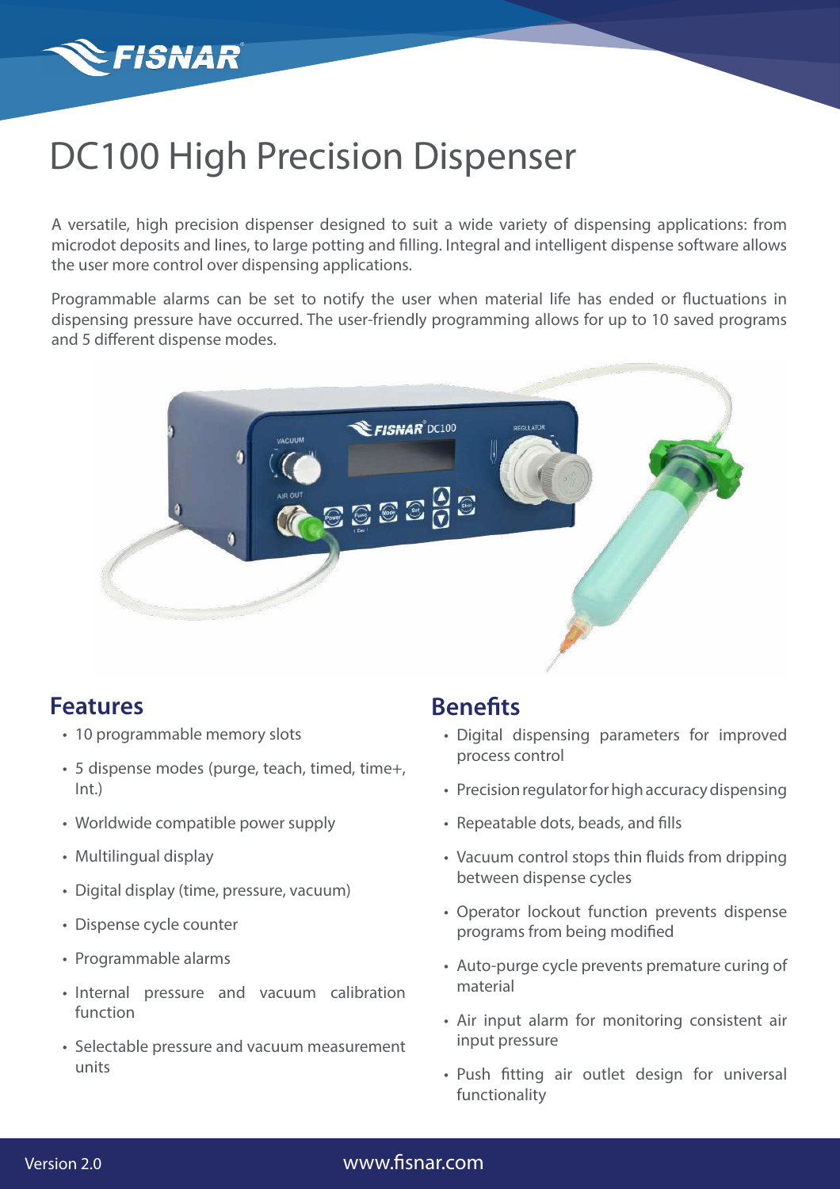# DC100 High Precision Dispenser

A versatile, high precision dispenser designed to suit a wide variety of dispensing applications: from microdot deposits and lines, to large potting and filling. Integral and intelligent dispense software allows the user more control over dispensing applications.

Programmable alarms can be set to notify the user when material life has ended or fluctuations in dispensing pressure have occurred. The user-friendly programming allows for up to 10 saved programs and 5 different dispense modes.

## Features

- 10 programmable memory slots
- 5 dispense modes (purge, teach, timed, time+, Int.)
- Worldwide compatible power supply
- Multilingual display
- Digital display (time, pressure, vacuum)
- Dispense cycle counter
- Programmable alarms
- Internal pressure and vacuum calibration function
- Selectable pressure and vacuum measurement units

## Benefits

- Digital dispensing parameters for improved process control
- Precision regulator for high accuracy dispensing
- Repeatable dots, beads, and fills
- Vacuum control stops thin fluids from dripping between dispense cycles
- Operator lockout function prevents dispense programs from being modified
- Auto-purge cycle prevents premature curing of material
- Air input alarm for monitoring consistent air input pressure
- Push fitting air outlet design for universal functionality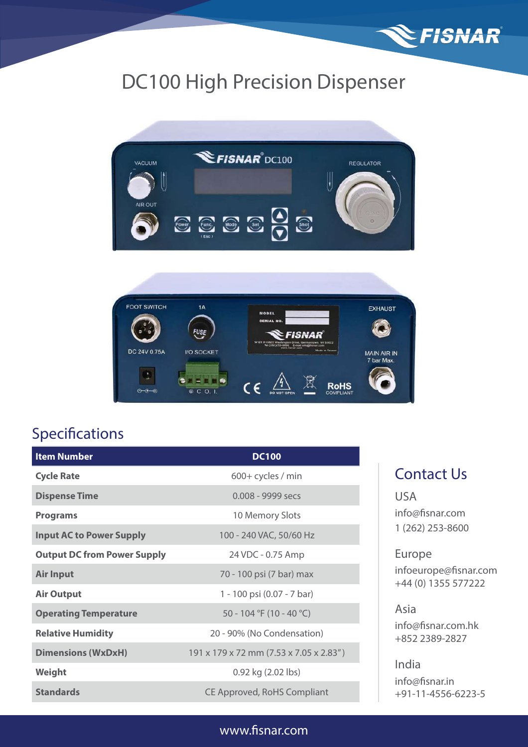# DC100 High Precision Dispenser

## Specifications

| Item Number | DC100 |
|---|---|
| Cycle Rate | 600+ cycles / min |
| Dispense Time | 0.008 - 9999 secs |
| Programs | 10 Memory Slots |
| Input AC to Power Supply | 100 - 240 VAC, 50/60 Hz |
| Output DC from Power Supply | 24 VDC - 0.75 Amp |
| Air Input | 70 - 100 psi (7 bar) max |
| Air Output | 1 - 100 psi (0.07 - 7 bar) |
| Operating Temperature | 50 - 104 °F (10 - 40 °C) |
| Relative Humidity | 20 - 90% (No Condensation) |
| Dimensions (WxDxH) | 191 x 179 x 72 mm (7.53 x 7.05 x 2.83") |
| Weight | 0.92 kg (2.02 lbs) |
| Standards | CE Approved, RoHS Compliant |

## Contact Us

USA
info@fisnar.com
1 (262) 253-8600

Europe
infoeurope@fisnar.com
+44 (0) 1355 577222

Asia
info@fisnar.com.hk
+852 2389-2827

India
info@fisnar.in
+91-11-4556-6223-5

www.fisnar.com